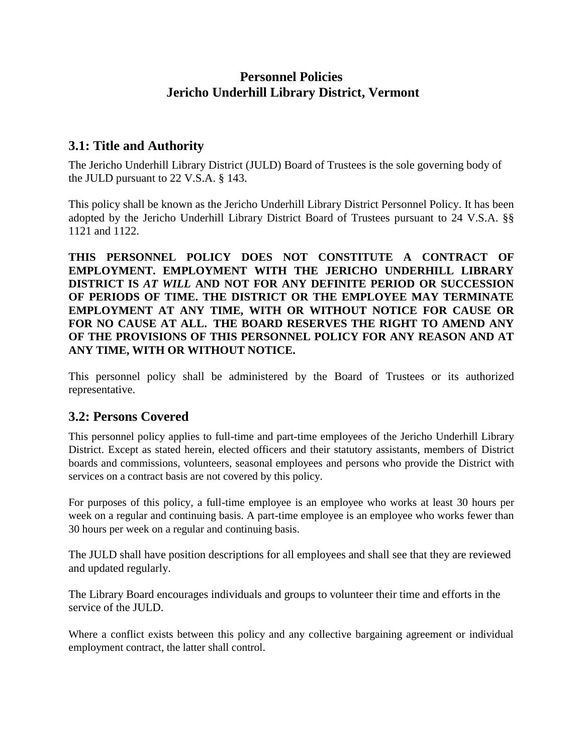# Personnel Policies
# Jericho Underhill Library District, Vermont

## 3.1: Title and Authority

The Jericho Underhill Library District (JULD) Board of Trustees is the sole governing body of the JULD pursuant to 22 V.S.A. § 143.

This policy shall be known as the Jericho Underhill Library District Personnel Policy. It has been adopted by the Jericho Underhill Library District Board of Trustees pursuant to 24 V.S.A. §§ 1121 and 1122.

**THIS PERSONNEL POLICY DOES NOT CONSTITUTE A CONTRACT OF EMPLOYMENT. EMPLOYMENT WITH THE JERICHO UNDERHILL LIBRARY DISTRICT IS *AT WILL* AND NOT FOR ANY DEFINITE PERIOD OR SUCCESSION OF PERIODS OF TIME. THE DISTRICT OR THE EMPLOYEE MAY TERMINATE EMPLOYMENT AT ANY TIME, WITH OR WITHOUT NOTICE FOR CAUSE OR FOR NO CAUSE AT ALL. THE BOARD RESERVES THE RIGHT TO AMEND ANY OF THE PROVISIONS OF THIS PERSONNEL POLICY FOR ANY REASON AND AT ANY TIME, WITH OR WITHOUT NOTICE.**

This personnel policy shall be administered by the Board of Trustees or its authorized representative.

## 3.2: Persons Covered

This personnel policy applies to full-time and part-time employees of the Jericho Underhill Library District. Except as stated herein, elected officers and their statutory assistants, members of District boards and commissions, volunteers, seasonal employees and persons who provide the District with services on a contract basis are not covered by this policy.

For purposes of this policy, a full-time employee is an employee who works at least 30 hours per week on a regular and continuing basis. A part-time employee is an employee who works fewer than 30 hours per week on a regular and continuing basis.

The JULD shall have position descriptions for all employees and shall see that they are reviewed and updated regularly.

The Library Board encourages individuals and groups to volunteer their time and efforts in the service of the JULD.

Where a conflict exists between this policy and any collective bargaining agreement or individual employment contract, the latter shall control.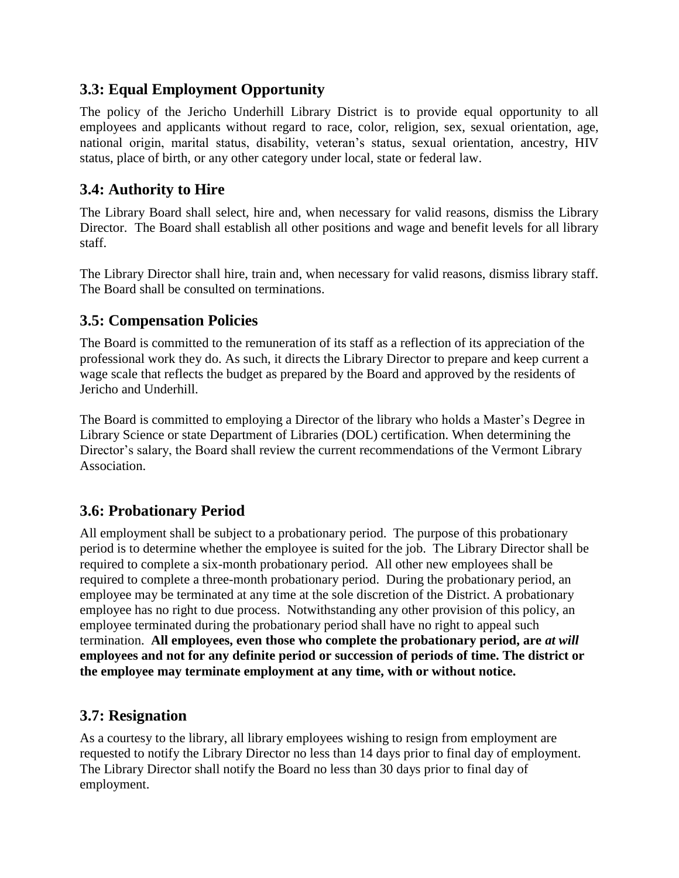## 3.3: Equal Employment Opportunity

The policy of the Jericho Underhill Library District is to provide equal opportunity to all employees and applicants without regard to race, color, religion, sex, sexual orientation, age, national origin, marital status, disability, veteran's status, sexual orientation, ancestry, HIV status, place of birth, or any other category under local, state or federal law.

## 3.4: Authority to Hire

The Library Board shall select, hire and, when necessary for valid reasons, dismiss the Library Director. The Board shall establish all other positions and wage and benefit levels for all library staff.

The Library Director shall hire, train and, when necessary for valid reasons, dismiss library staff. The Board shall be consulted on terminations.

## 3.5: Compensation Policies

The Board is committed to the remuneration of its staff as a reflection of its appreciation of the professional work they do. As such, it directs the Library Director to prepare and keep current a wage scale that reflects the budget as prepared by the Board and approved by the residents of Jericho and Underhill.

The Board is committed to employing a Director of the library who holds a Master's Degree in Library Science or state Department of Libraries (DOL) certification. When determining the Director's salary, the Board shall review the current recommendations of the Vermont Library Association.

## 3.6: Probationary Period

All employment shall be subject to a probationary period. The purpose of this probationary period is to determine whether the employee is suited for the job. The Library Director shall be required to complete a six-month probationary period. All other new employees shall be required to complete a three-month probationary period. During the probationary period, an employee may be terminated at any time at the sole discretion of the District. A probationary employee has no right to due process. Notwithstanding any other provision of this policy, an employee terminated during the probationary period shall have no right to appeal such termination. **All employees, even those who complete the probationary period, are *at will* employees and not for any definite period or succession of periods of time. The district or the employee may terminate employment at any time, with or without notice.**

## 3.7: Resignation

As a courtesy to the library, all library employees wishing to resign from employment are requested to notify the Library Director no less than 14 days prior to final day of employment. The Library Director shall notify the Board no less than 30 days prior to final day of employment.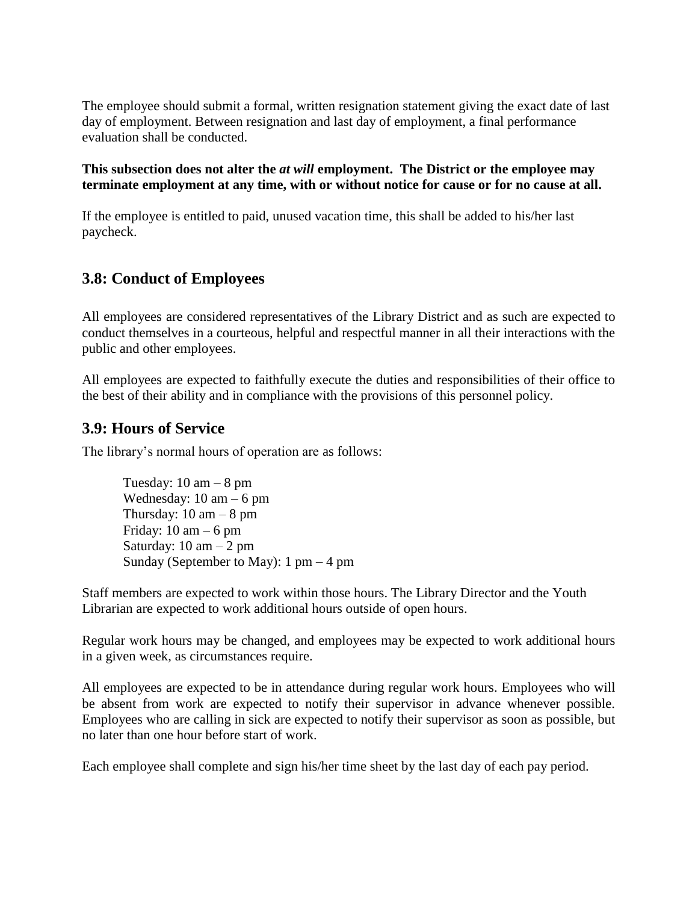The employee should submit a formal, written resignation statement giving the exact date of last day of employment. Between resignation and last day of employment, a final performance evaluation shall be conducted.

**This subsection does not alter the *at will* employment. The District or the employee may terminate employment at any time, with or without notice for cause or for no cause at all.**

If the employee is entitled to paid, unused vacation time, this shall be added to his/her last paycheck.

## 3.8: Conduct of Employees

All employees are considered representatives of the Library District and as such are expected to conduct themselves in a courteous, helpful and respectful manner in all their interactions with the public and other employees.

All employees are expected to faithfully execute the duties and responsibilities of their office to the best of their ability and in compliance with the provisions of this personnel policy.

## 3.9: Hours of Service

The library's normal hours of operation are as follows:

Tuesday: 10 am – 8 pm
Wednesday: 10 am – 6 pm
Thursday: 10 am – 8 pm
Friday: 10 am – 6 pm
Saturday: 10 am – 2 pm
Sunday (September to May): 1 pm – 4 pm

Staff members are expected to work within those hours. The Library Director and the Youth Librarian are expected to work additional hours outside of open hours.

Regular work hours may be changed, and employees may be expected to work additional hours in a given week, as circumstances require.

All employees are expected to be in attendance during regular work hours. Employees who will be absent from work are expected to notify their supervisor in advance whenever possible. Employees who are calling in sick are expected to notify their supervisor as soon as possible, but no later than one hour before start of work.

Each employee shall complete and sign his/her time sheet by the last day of each pay period.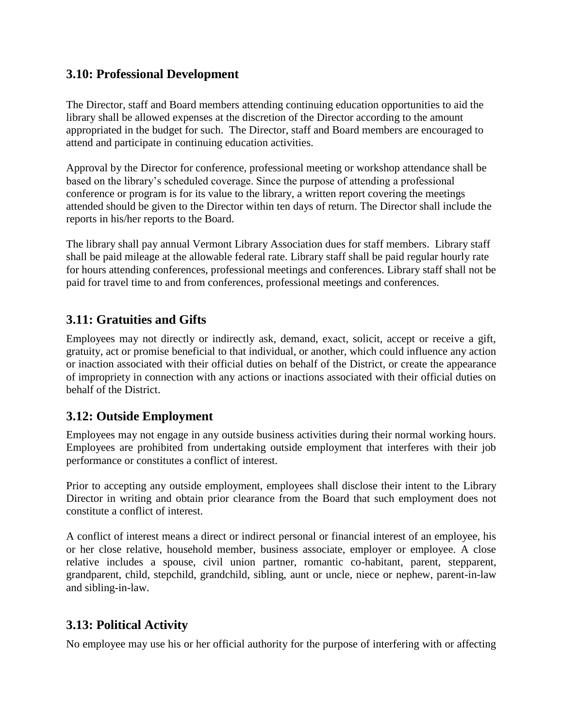## 3.10: Professional Development

The Director, staff and Board members attending continuing education opportunities to aid the library shall be allowed expenses at the discretion of the Director according to the amount appropriated in the budget for such. The Director, staff and Board members are encouraged to attend and participate in continuing education activities.

Approval by the Director for conference, professional meeting or workshop attendance shall be based on the library's scheduled coverage. Since the purpose of attending a professional conference or program is for its value to the library, a written report covering the meetings attended should be given to the Director within ten days of return. The Director shall include the reports in his/her reports to the Board.

The library shall pay annual Vermont Library Association dues for staff members. Library staff shall be paid mileage at the allowable federal rate. Library staff shall be paid regular hourly rate for hours attending conferences, professional meetings and conferences. Library staff shall not be paid for travel time to and from conferences, professional meetings and conferences.

## 3.11: Gratuities and Gifts

Employees may not directly or indirectly ask, demand, exact, solicit, accept or receive a gift, gratuity, act or promise beneficial to that individual, or another, which could influence any action or inaction associated with their official duties on behalf of the District, or create the appearance of impropriety in connection with any actions or inactions associated with their official duties on behalf of the District.

## 3.12: Outside Employment

Employees may not engage in any outside business activities during their normal working hours. Employees are prohibited from undertaking outside employment that interferes with their job performance or constitutes a conflict of interest.

Prior to accepting any outside employment, employees shall disclose their intent to the Library Director in writing and obtain prior clearance from the Board that such employment does not constitute a conflict of interest.

A conflict of interest means a direct or indirect personal or financial interest of an employee, his or her close relative, household member, business associate, employer or employee. A close relative includes a spouse, civil union partner, romantic co-habitant, parent, stepparent, grandparent, child, stepchild, grandchild, sibling, aunt or uncle, niece or nephew, parent-in-law and sibling-in-law.

## 3.13: Political Activity

No employee may use his or her official authority for the purpose of interfering with or affecting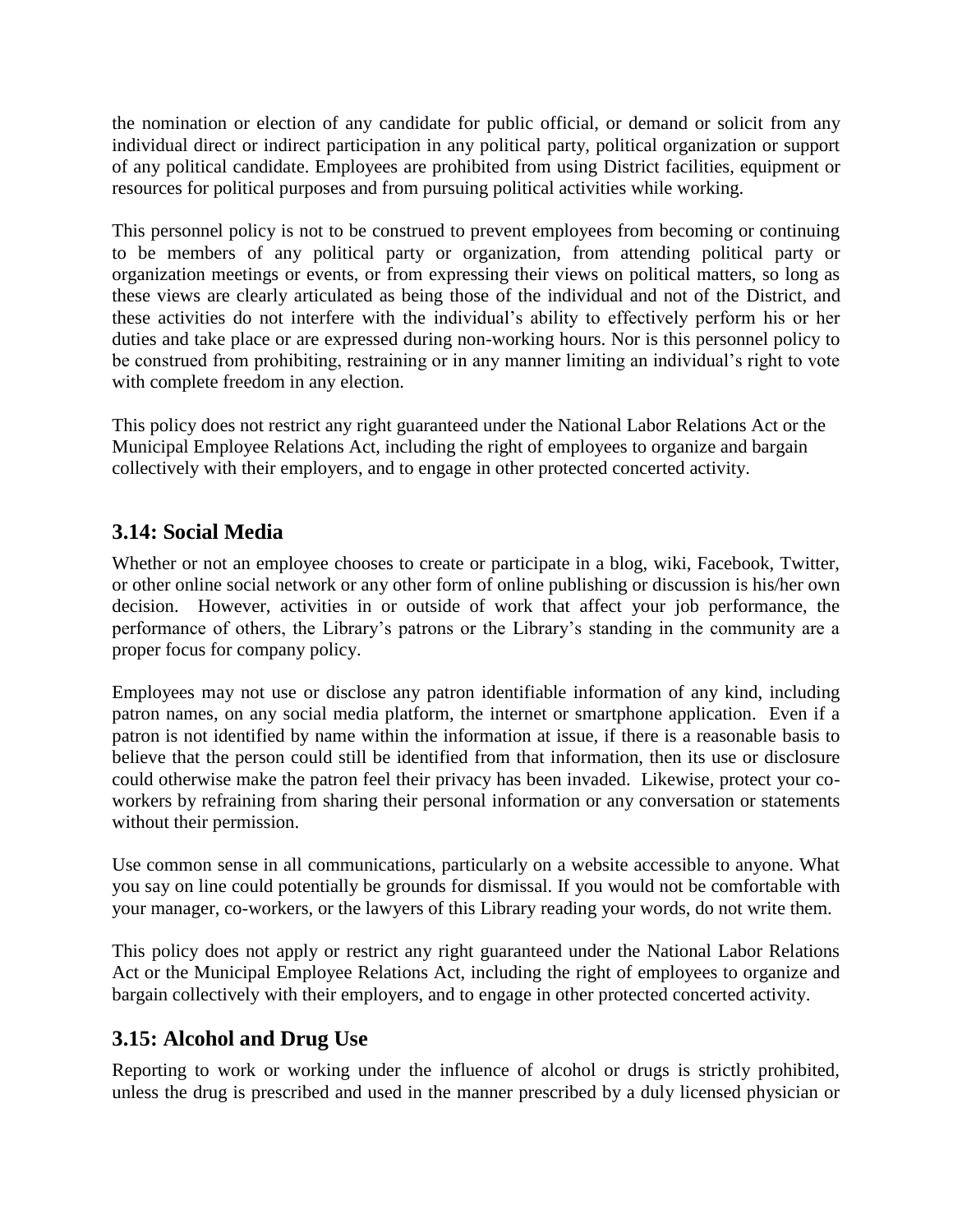the nomination or election of any candidate for public official, or demand or solicit from any individual direct or indirect participation in any political party, political organization or support of any political candidate. Employees are prohibited from using District facilities, equipment or resources for political purposes and from pursuing political activities while working.

This personnel policy is not to be construed to prevent employees from becoming or continuing to be members of any political party or organization, from attending political party or organization meetings or events, or from expressing their views on political matters, so long as these views are clearly articulated as being those of the individual and not of the District, and these activities do not interfere with the individual's ability to effectively perform his or her duties and take place or are expressed during non-working hours. Nor is this personnel policy to be construed from prohibiting, restraining or in any manner limiting an individual's right to vote with complete freedom in any election.

This policy does not restrict any right guaranteed under the National Labor Relations Act or the Municipal Employee Relations Act, including the right of employees to organize and bargain collectively with their employers, and to engage in other protected concerted activity.

## 3.14: Social Media

Whether or not an employee chooses to create or participate in a blog, wiki, Facebook, Twitter, or other online social network or any other form of online publishing or discussion is his/her own decision. However, activities in or outside of work that affect your job performance, the performance of others, the Library's patrons or the Library's standing in the community are a proper focus for company policy.

Employees may not use or disclose any patron identifiable information of any kind, including patron names, on any social media platform, the internet or smartphone application. Even if a patron is not identified by name within the information at issue, if there is a reasonable basis to believe that the person could still be identified from that information, then its use or disclosure could otherwise make the patron feel their privacy has been invaded. Likewise, protect your co-workers by refraining from sharing their personal information or any conversation or statements without their permission.

Use common sense in all communications, particularly on a website accessible to anyone. What you say on line could potentially be grounds for dismissal. If you would not be comfortable with your manager, co-workers, or the lawyers of this Library reading your words, do not write them.

This policy does not apply or restrict any right guaranteed under the National Labor Relations Act or the Municipal Employee Relations Act, including the right of employees to organize and bargain collectively with their employers, and to engage in other protected concerted activity.

## 3.15: Alcohol and Drug Use

Reporting to work or working under the influence of alcohol or drugs is strictly prohibited, unless the drug is prescribed and used in the manner prescribed by a duly licensed physician or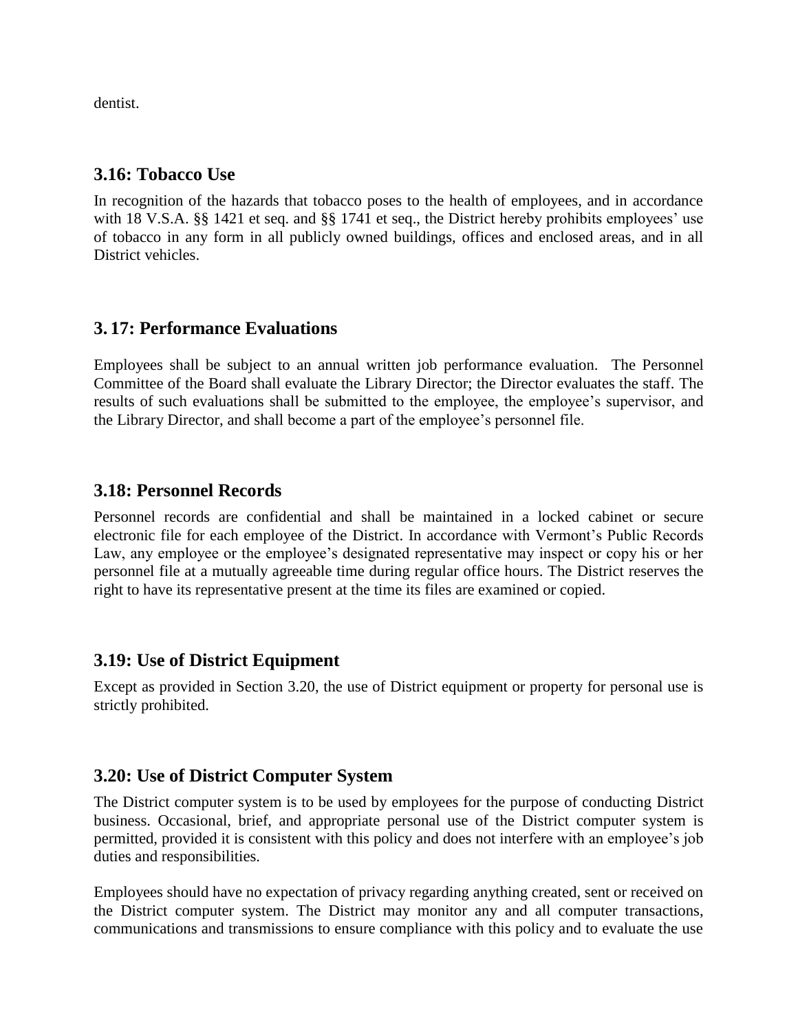dentist.

### 3.16: Tobacco Use

In recognition of the hazards that tobacco poses to the health of employees, and in accordance with 18 V.S.A. §§ 1421 et seq. and §§ 1741 et seq., the District hereby prohibits employees' use of tobacco in any form in all publicly owned buildings, offices and enclosed areas, and in all District vehicles.

### 3. 17: Performance Evaluations

Employees shall be subject to an annual written job performance evaluation. The Personnel Committee of the Board shall evaluate the Library Director; the Director evaluates the staff. The results of such evaluations shall be submitted to the employee, the employee's supervisor, and the Library Director, and shall become a part of the employee's personnel file.

### 3.18: Personnel Records

Personnel records are confidential and shall be maintained in a locked cabinet or secure electronic file for each employee of the District. In accordance with Vermont's Public Records Law, any employee or the employee's designated representative may inspect or copy his or her personnel file at a mutually agreeable time during regular office hours. The District reserves the right to have its representative present at the time its files are examined or copied.

### 3.19: Use of District Equipment

Except as provided in Section 3.20, the use of District equipment or property for personal use is strictly prohibited.

### 3.20: Use of District Computer System

The District computer system is to be used by employees for the purpose of conducting District business. Occasional, brief, and appropriate personal use of the District computer system is permitted, provided it is consistent with this policy and does not interfere with an employee's job duties and responsibilities.

Employees should have no expectation of privacy regarding anything created, sent or received on the District computer system. The District may monitor any and all computer transactions, communications and transmissions to ensure compliance with this policy and to evaluate the use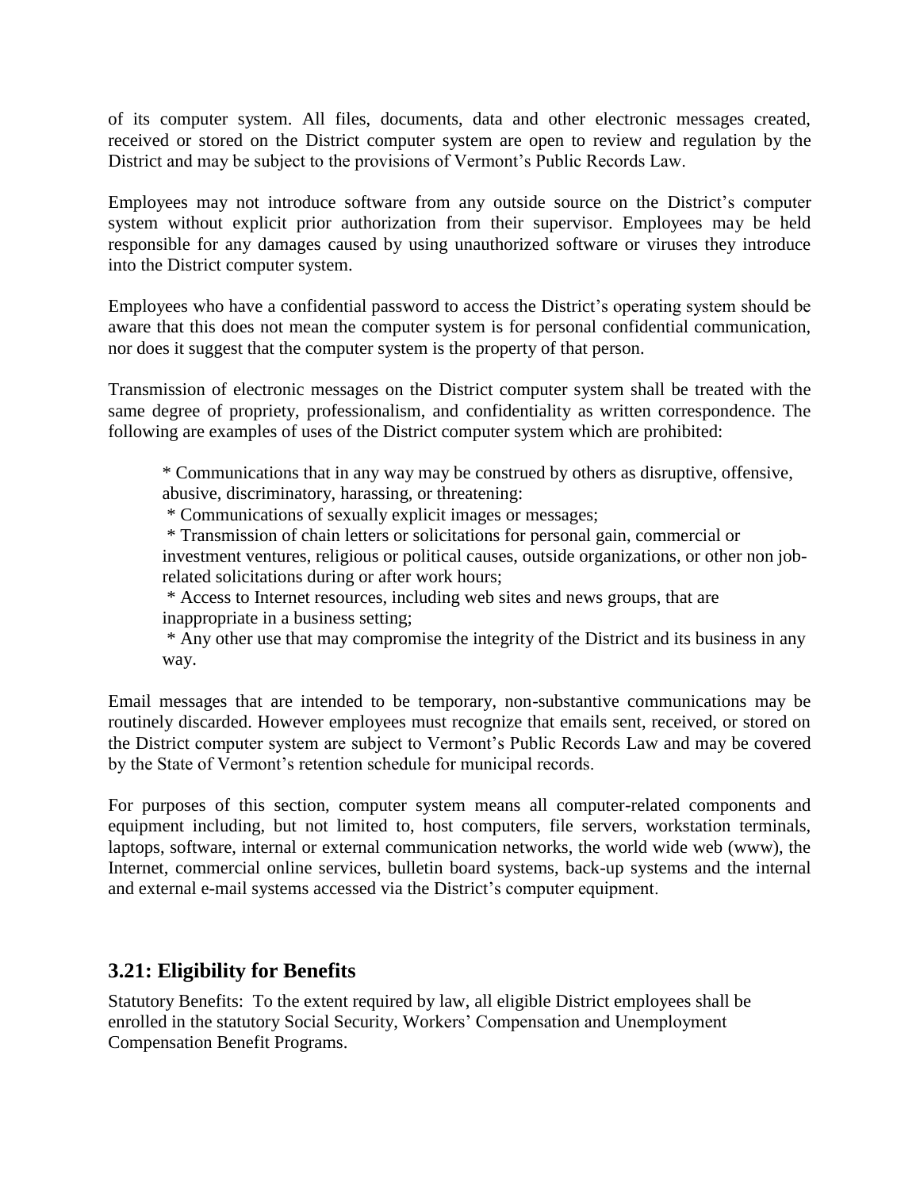of its computer system. All files, documents, data and other electronic messages created, received or stored on the District computer system are open to review and regulation by the District and may be subject to the provisions of Vermont's Public Records Law.

Employees may not introduce software from any outside source on the District's computer system without explicit prior authorization from their supervisor. Employees may be held responsible for any damages caused by using unauthorized software or viruses they introduce into the District computer system.

Employees who have a confidential password to access the District's operating system should be aware that this does not mean the computer system is for personal confidential communication, nor does it suggest that the computer system is the property of that person.

Transmission of electronic messages on the District computer system shall be treated with the same degree of propriety, professionalism, and confidentiality as written correspondence. The following are examples of uses of the District computer system which are prohibited:

* Communications that in any way may be construed by others as disruptive, offensive, abusive, discriminatory, harassing, or threatening:
* Communications of sexually explicit images or messages;
* Transmission of chain letters or solicitations for personal gain, commercial or investment ventures, religious or political causes, outside organizations, or other non job-related solicitations during or after work hours;
* Access to Internet resources, including web sites and news groups, that are inappropriate in a business setting;
* Any other use that may compromise the integrity of the District and its business in any way.

Email messages that are intended to be temporary, non-substantive communications may be routinely discarded. However employees must recognize that emails sent, received, or stored on the District computer system are subject to Vermont's Public Records Law and may be covered by the State of Vermont's retention schedule for municipal records.

For purposes of this section, computer system means all computer-related components and equipment including, but not limited to, host computers, file servers, workstation terminals, laptops, software, internal or external communication networks, the world wide web (www), the Internet, commercial online services, bulletin board systems, back-up systems and the internal and external e-mail systems accessed via the District's computer equipment.

## 3.21: Eligibility for Benefits

Statutory Benefits: To the extent required by law, all eligible District employees shall be enrolled in the statutory Social Security, Workers' Compensation and Unemployment Compensation Benefit Programs.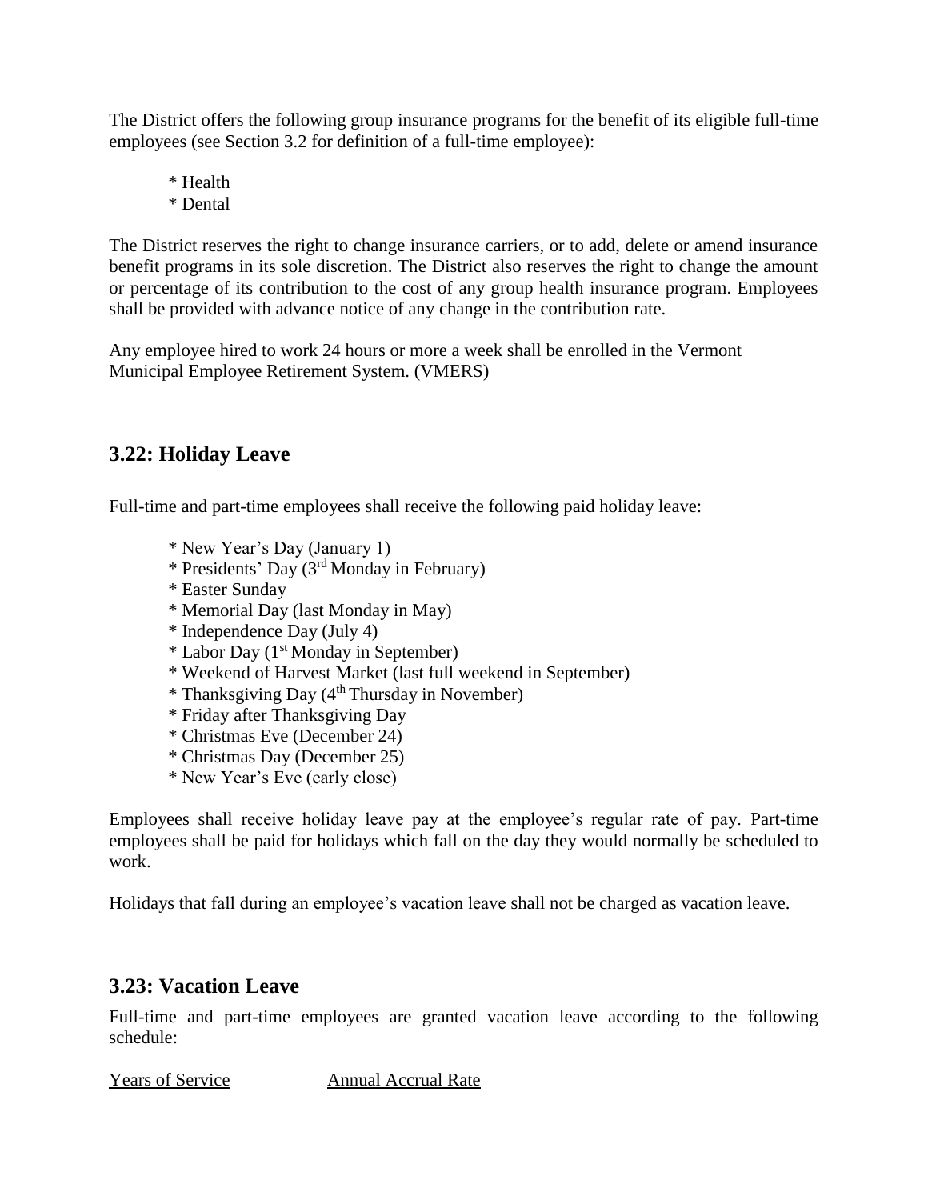The District offers the following group insurance programs for the benefit of its eligible full-time employees (see Section 3.2 for definition of a full-time employee):

* Health
* Dental

The District reserves the right to change insurance carriers, or to add, delete or amend insurance benefit programs in its sole discretion. The District also reserves the right to change the amount or percentage of its contribution to the cost of any group health insurance program. Employees shall be provided with advance notice of any change in the contribution rate.

Any employee hired to work 24 hours or more a week shall be enrolled in the Vermont Municipal Employee Retirement System. (VMERS)

## 3.22: Holiday Leave

Full-time and part-time employees shall receive the following paid holiday leave:

* New Year's Day (January 1)
* Presidents' Day (3rd Monday in February)
* Easter Sunday
* Memorial Day (last Monday in May)
* Independence Day (July 4)
* Labor Day (1st Monday in September)
* Weekend of Harvest Market (last full weekend in September)
* Thanksgiving Day (4th Thursday in November)
* Friday after Thanksgiving Day
* Christmas Eve (December 24)
* Christmas Day (December 25)
* New Year's Eve (early close)

Employees shall receive holiday leave pay at the employee's regular rate of pay. Part-time employees shall be paid for holidays which fall on the day they would normally be scheduled to work.

Holidays that fall during an employee's vacation leave shall not be charged as vacation leave.

## 3.23: Vacation Leave

Full-time and part-time employees are granted vacation leave according to the following schedule:

Years of Service Annual Accrual Rate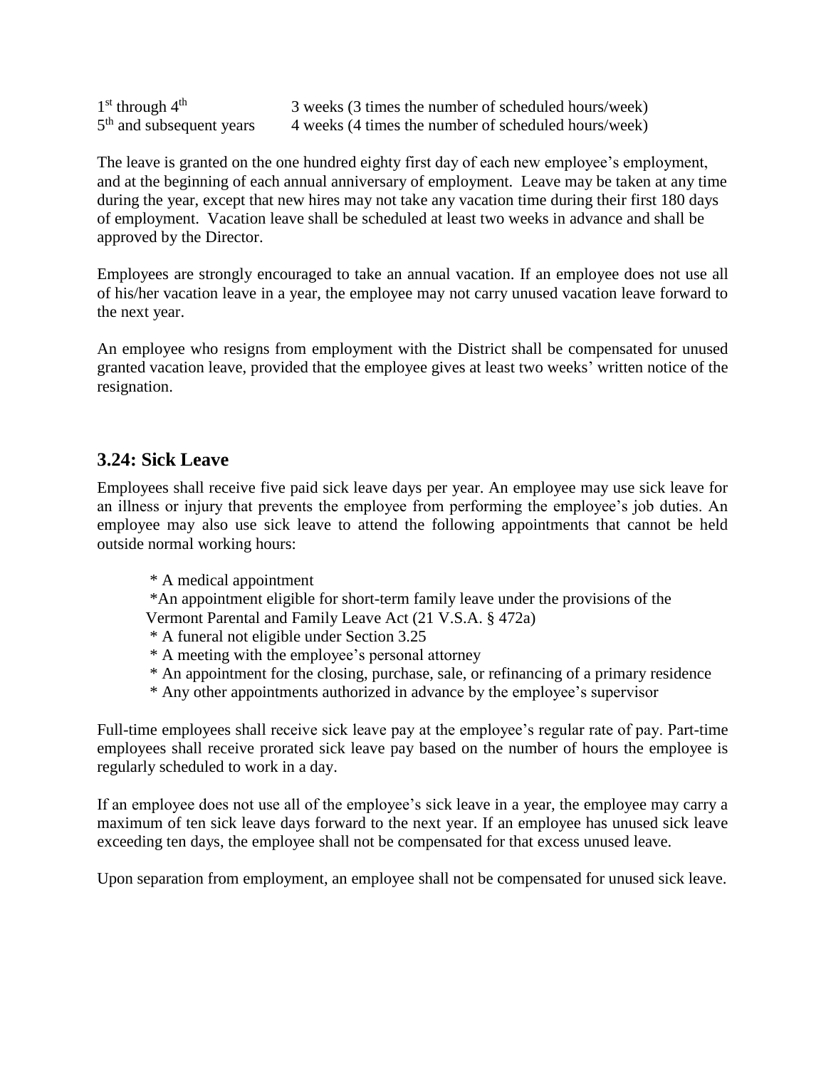| | |
|---|---|
| 1st through 4th | 3 weeks (3 times the number of scheduled hours/week) |
| 5th and subsequent years | 4 weeks (4 times the number of scheduled hours/week) |

The leave is granted on the one hundred eighty first day of each new employee's employment, and at the beginning of each annual anniversary of employment. Leave may be taken at any time during the year, except that new hires may not take any vacation time during their first 180 days of employment. Vacation leave shall be scheduled at least two weeks in advance and shall be approved by the Director.

Employees are strongly encouraged to take an annual vacation. If an employee does not use all of his/her vacation leave in a year, the employee may not carry unused vacation leave forward to the next year.

An employee who resigns from employment with the District shall be compensated for unused granted vacation leave, provided that the employee gives at least two weeks' written notice of the resignation.

## 3.24: Sick Leave

Employees shall receive five paid sick leave days per year. An employee may use sick leave for an illness or injury that prevents the employee from performing the employee's job duties. An employee may also use sick leave to attend the following appointments that cannot be held outside normal working hours:

* A medical appointment
* An appointment eligible for short-term family leave under the provisions of the Vermont Parental and Family Leave Act (21 V.S.A. § 472a)
* A funeral not eligible under Section 3.25
* A meeting with the employee's personal attorney
* An appointment for the closing, purchase, sale, or refinancing of a primary residence
* Any other appointments authorized in advance by the employee's supervisor

Full-time employees shall receive sick leave pay at the employee's regular rate of pay. Part-time employees shall receive prorated sick leave pay based on the number of hours the employee is regularly scheduled to work in a day.

If an employee does not use all of the employee's sick leave in a year, the employee may carry a maximum of ten sick leave days forward to the next year. If an employee has unused sick leave exceeding ten days, the employee shall not be compensated for that excess unused leave.

Upon separation from employment, an employee shall not be compensated for unused sick leave.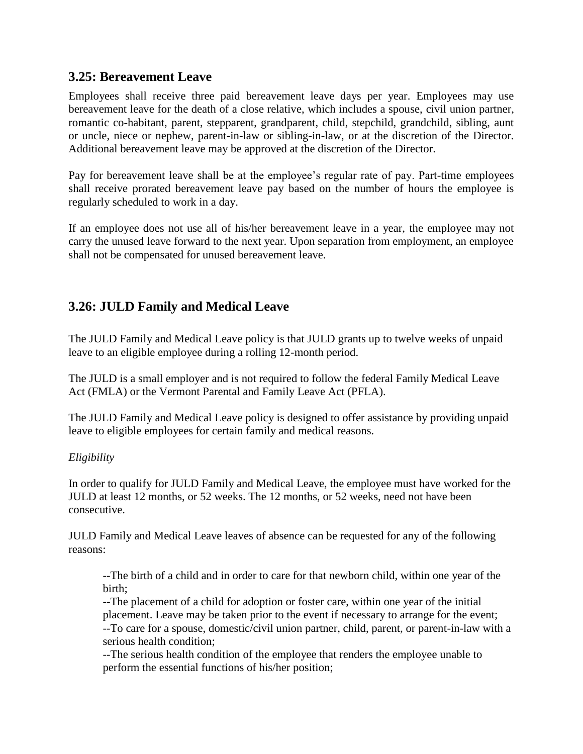## 3.25: Bereavement Leave

Employees shall receive three paid bereavement leave days per year. Employees may use bereavement leave for the death of a close relative, which includes a spouse, civil union partner, romantic co-habitant, parent, stepparent, grandparent, child, stepchild, grandchild, sibling, aunt or uncle, niece or nephew, parent-in-law or sibling-in-law, or at the discretion of the Director. Additional bereavement leave may be approved at the discretion of the Director.

Pay for bereavement leave shall be at the employee's regular rate of pay. Part-time employees shall receive prorated bereavement leave pay based on the number of hours the employee is regularly scheduled to work in a day.

If an employee does not use all of his/her bereavement leave in a year, the employee may not carry the unused leave forward to the next year. Upon separation from employment, an employee shall not be compensated for unused bereavement leave.

## 3.26: JULD Family and Medical Leave

The JULD Family and Medical Leave policy is that JULD grants up to twelve weeks of unpaid leave to an eligible employee during a rolling 12-month period.

The JULD is a small employer and is not required to follow the federal Family Medical Leave Act (FMLA) or the Vermont Parental and Family Leave Act (PFLA).

The JULD Family and Medical Leave policy is designed to offer assistance by providing unpaid leave to eligible employees for certain family and medical reasons.

*Eligibility*

In order to qualify for JULD Family and Medical Leave, the employee must have worked for the JULD at least 12 months, or 52 weeks. The 12 months, or 52 weeks, need not have been consecutive.

JULD Family and Medical Leave leaves of absence can be requested for any of the following reasons:

--The birth of a child and in order to care for that newborn child, within one year of the birth;
--The placement of a child for adoption or foster care, within one year of the initial placement. Leave may be taken prior to the event if necessary to arrange for the event;
--To care for a spouse, domestic/civil union partner, child, parent, or parent-in-law with a serious health condition;
--The serious health condition of the employee that renders the employee unable to perform the essential functions of his/her position;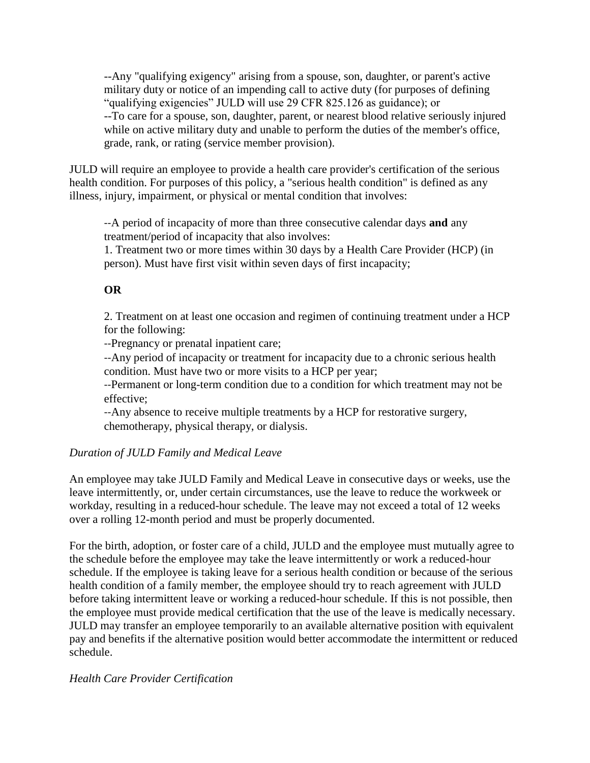--Any "qualifying exigency" arising from a spouse, son, daughter, or parent's active military duty or notice of an impending call to active duty (for purposes of defining "qualifying exigencies" JULD will use 29 CFR 825.126 as guidance); or
--To care for a spouse, son, daughter, parent, or nearest blood relative seriously injured while on active military duty and unable to perform the duties of the member's office, grade, rank, or rating (service member provision).

JULD will require an employee to provide a health care provider's certification of the serious health condition. For purposes of this policy, a "serious health condition" is defined as any illness, injury, impairment, or physical or mental condition that involves:

--A period of incapacity of more than three consecutive calendar days **and** any treatment/period of incapacity that also involves:
1. Treatment two or more times within 30 days by a Health Care Provider (HCP) (in person). Must have first visit within seven days of first incapacity;

**OR**

2. Treatment on at least one occasion and regimen of continuing treatment under a HCP for the following:
--Pregnancy or prenatal inpatient care;
--Any period of incapacity or treatment for incapacity due to a chronic serious health condition. Must have two or more visits to a HCP per year;
--Permanent or long-term condition due to a condition for which treatment may not be effective;
--Any absence to receive multiple treatments by a HCP for restorative surgery, chemotherapy, physical therapy, or dialysis.

*Duration of JULD Family and Medical Leave*

An employee may take JULD Family and Medical Leave in consecutive days or weeks, use the leave intermittently, or, under certain circumstances, use the leave to reduce the workweek or workday, resulting in a reduced-hour schedule. The leave may not exceed a total of 12 weeks over a rolling 12-month period and must be properly documented.

For the birth, adoption, or foster care of a child, JULD and the employee must mutually agree to the schedule before the employee may take the leave intermittently or work a reduced-hour schedule. If the employee is taking leave for a serious health condition or because of the serious health condition of a family member, the employee should try to reach agreement with JULD before taking intermittent leave or working a reduced-hour schedule. If this is not possible, then the employee must provide medical certification that the use of the leave is medically necessary. JULD may transfer an employee temporarily to an available alternative position with equivalent pay and benefits if the alternative position would better accommodate the intermittent or reduced schedule.

*Health Care Provider Certification*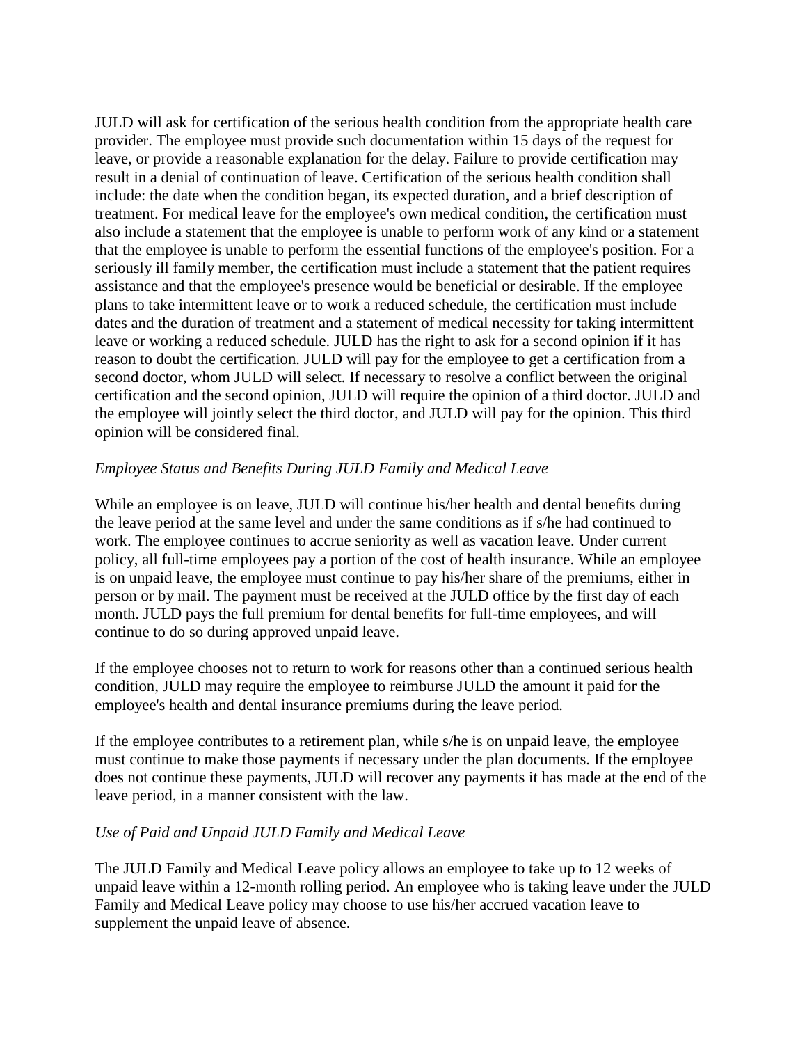JULD will ask for certification of the serious health condition from the appropriate health care provider. The employee must provide such documentation within 15 days of the request for leave, or provide a reasonable explanation for the delay. Failure to provide certification may result in a denial of continuation of leave. Certification of the serious health condition shall include: the date when the condition began, its expected duration, and a brief description of treatment. For medical leave for the employee's own medical condition, the certification must also include a statement that the employee is unable to perform work of any kind or a statement that the employee is unable to perform the essential functions of the employee's position. For a seriously ill family member, the certification must include a statement that the patient requires assistance and that the employee's presence would be beneficial or desirable. If the employee plans to take intermittent leave or to work a reduced schedule, the certification must include dates and the duration of treatment and a statement of medical necessity for taking intermittent leave or working a reduced schedule. JULD has the right to ask for a second opinion if it has reason to doubt the certification. JULD will pay for the employee to get a certification from a second doctor, whom JULD will select. If necessary to resolve a conflict between the original certification and the second opinion, JULD will require the opinion of a third doctor. JULD and the employee will jointly select the third doctor, and JULD will pay for the opinion. This third opinion will be considered final.

*Employee Status and Benefits During JULD Family and Medical Leave*

While an employee is on leave, JULD will continue his/her health and dental benefits during the leave period at the same level and under the same conditions as if s/he had continued to work. The employee continues to accrue seniority as well as vacation leave. Under current policy, all full-time employees pay a portion of the cost of health insurance. While an employee is on unpaid leave, the employee must continue to pay his/her share of the premiums, either in person or by mail. The payment must be received at the JULD office by the first day of each month. JULD pays the full premium for dental benefits for full-time employees, and will continue to do so during approved unpaid leave.

If the employee chooses not to return to work for reasons other than a continued serious health condition, JULD may require the employee to reimburse JULD the amount it paid for the employee's health and dental insurance premiums during the leave period.

If the employee contributes to a retirement plan, while s/he is on unpaid leave, the employee must continue to make those payments if necessary under the plan documents. If the employee does not continue these payments, JULD will recover any payments it has made at the end of the leave period, in a manner consistent with the law.

*Use of Paid and Unpaid JULD Family and Medical Leave*

The JULD Family and Medical Leave policy allows an employee to take up to 12 weeks of unpaid leave within a 12-month rolling period. An employee who is taking leave under the JULD Family and Medical Leave policy may choose to use his/her accrued vacation leave to supplement the unpaid leave of absence.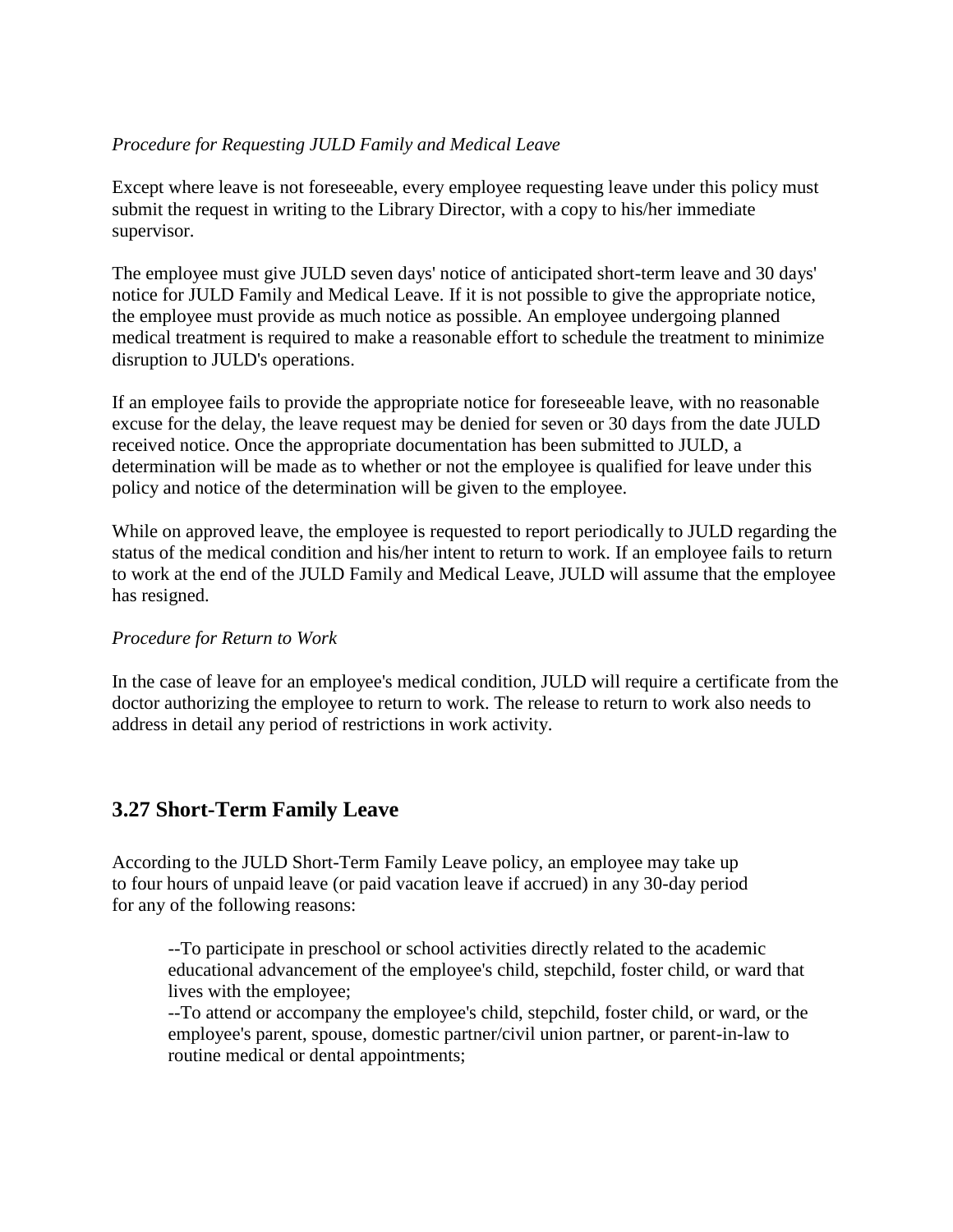*Procedure for Requesting JULD Family and Medical Leave*

Except where leave is not foreseeable, every employee requesting leave under this policy must submit the request in writing to the Library Director, with a copy to his/her immediate supervisor.

The employee must give JULD seven days' notice of anticipated short-term leave and 30 days' notice for JULD Family and Medical Leave. If it is not possible to give the appropriate notice, the employee must provide as much notice as possible. An employee undergoing planned medical treatment is required to make a reasonable effort to schedule the treatment to minimize disruption to JULD's operations.

If an employee fails to provide the appropriate notice for foreseeable leave, with no reasonable excuse for the delay, the leave request may be denied for seven or 30 days from the date JULD received notice. Once the appropriate documentation has been submitted to JULD, a determination will be made as to whether or not the employee is qualified for leave under this policy and notice of the determination will be given to the employee.

While on approved leave, the employee is requested to report periodically to JULD regarding the status of the medical condition and his/her intent to return to work. If an employee fails to return to work at the end of the JULD Family and Medical Leave, JULD will assume that the employee has resigned.

*Procedure for Return to Work*

In the case of leave for an employee's medical condition, JULD will require a certificate from the doctor authorizing the employee to return to work. The release to return to work also needs to address in detail any period of restrictions in work activity.

## 3.27 Short-Term Family Leave

According to the JULD Short-Term Family Leave policy, an employee may take up to four hours of unpaid leave (or paid vacation leave if accrued) in any 30-day period for any of the following reasons:

> --To participate in preschool or school activities directly related to the academic educational advancement of the employee's child, stepchild, foster child, or ward that lives with the employee;
> --To attend or accompany the employee's child, stepchild, foster child, or ward, or the employee's parent, spouse, domestic partner/civil union partner, or parent-in-law to routine medical or dental appointments;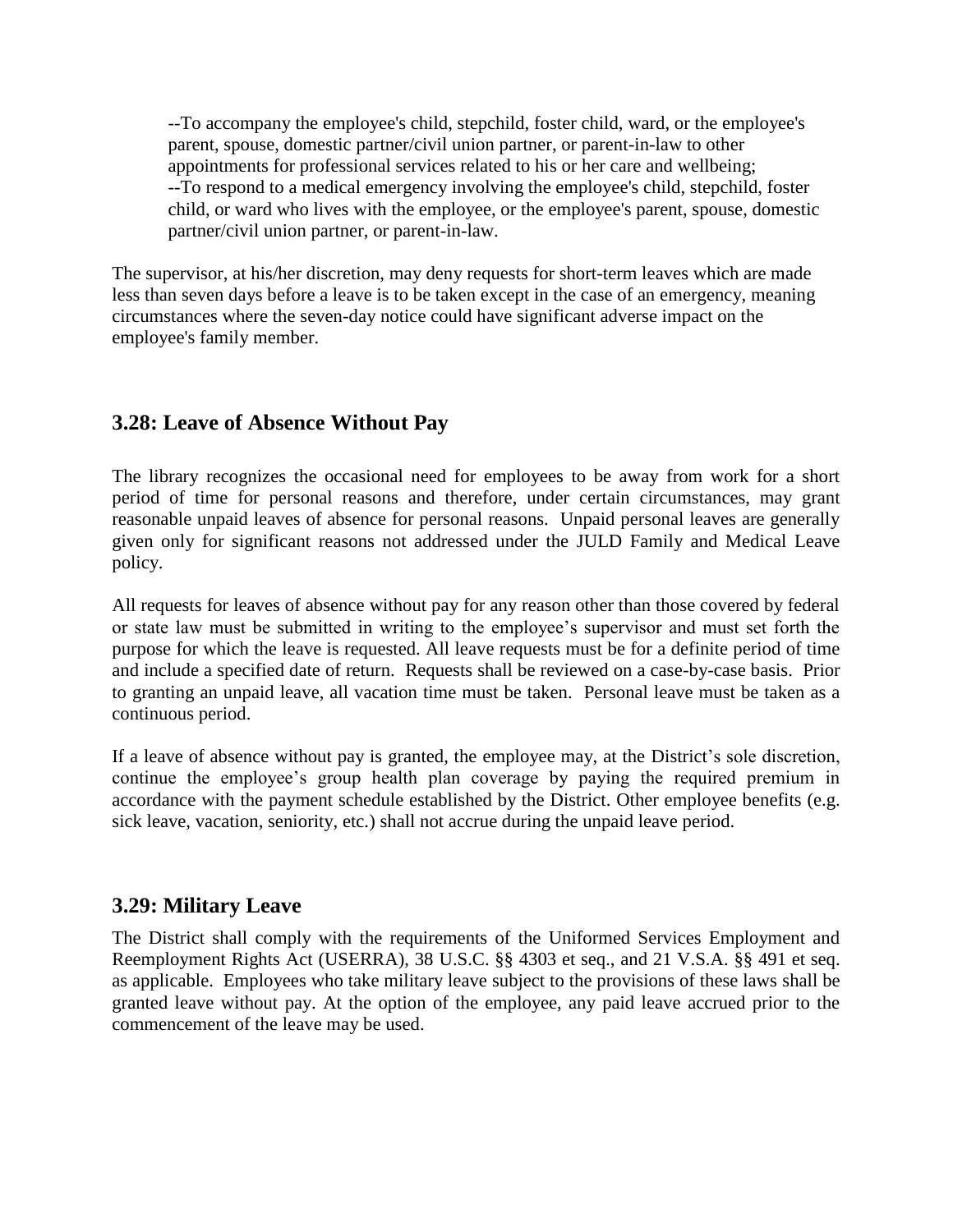--To accompany the employee's child, stepchild, foster child, ward, or the employee's parent, spouse, domestic partner/civil union partner, or parent-in-law to other appointments for professional services related to his or her care and wellbeing;
--To respond to a medical emergency involving the employee's child, stepchild, foster child, or ward who lives with the employee, or the employee's parent, spouse, domestic partner/civil union partner, or parent-in-law.

The supervisor, at his/her discretion, may deny requests for short-term leaves which are made less than seven days before a leave is to be taken except in the case of an emergency, meaning circumstances where the seven-day notice could have significant adverse impact on the employee's family member.

## 3.28: Leave of Absence Without Pay

The library recognizes the occasional need for employees to be away from work for a short period of time for personal reasons and therefore, under certain circumstances, may grant reasonable unpaid leaves of absence for personal reasons. Unpaid personal leaves are generally given only for significant reasons not addressed under the JULD Family and Medical Leave policy.

All requests for leaves of absence without pay for any reason other than those covered by federal or state law must be submitted in writing to the employee's supervisor and must set forth the purpose for which the leave is requested. All leave requests must be for a definite period of time and include a specified date of return. Requests shall be reviewed on a case-by-case basis. Prior to granting an unpaid leave, all vacation time must be taken. Personal leave must be taken as a continuous period.

If a leave of absence without pay is granted, the employee may, at the District's sole discretion, continue the employee's group health plan coverage by paying the required premium in accordance with the payment schedule established by the District. Other employee benefits (e.g. sick leave, vacation, seniority, etc.) shall not accrue during the unpaid leave period.

## 3.29: Military Leave

The District shall comply with the requirements of the Uniformed Services Employment and Reemployment Rights Act (USERRA), 38 U.S.C. §§ 4303 et seq., and 21 V.S.A. §§ 491 et seq. as applicable. Employees who take military leave subject to the provisions of these laws shall be granted leave without pay. At the option of the employee, any paid leave accrued prior to the commencement of the leave may be used.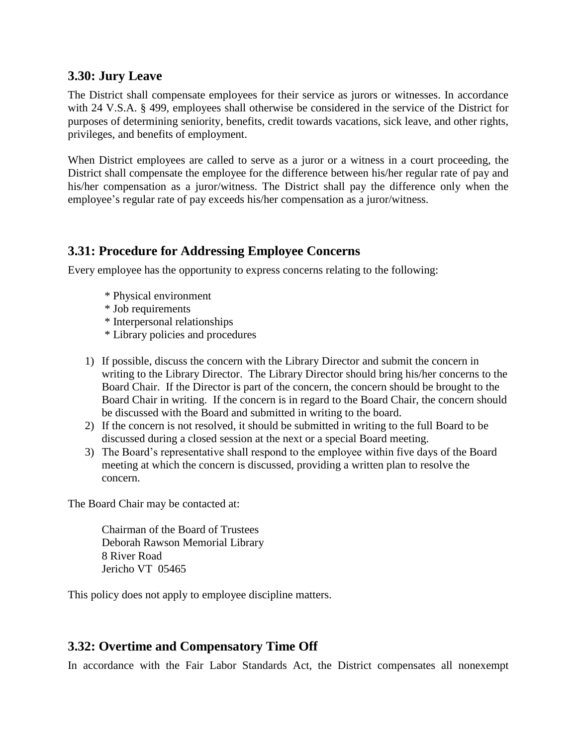## 3.30: Jury Leave

The District shall compensate employees for their service as jurors or witnesses. In accordance with 24 V.S.A. § 499, employees shall otherwise be considered in the service of the District for purposes of determining seniority, benefits, credit towards vacations, sick leave, and other rights, privileges, and benefits of employment.

When District employees are called to serve as a juror or a witness in a court proceeding, the District shall compensate the employee for the difference between his/her regular rate of pay and his/her compensation as a juror/witness. The District shall pay the difference only when the employee's regular rate of pay exceeds his/her compensation as a juror/witness.

## 3.31: Procedure for Addressing Employee Concerns

Every employee has the opportunity to express concerns relating to the following:

- Physical environment
- Job requirements
- Interpersonal relationships
- Library policies and procedures

1) If possible, discuss the concern with the Library Director and submit the concern in writing to the Library Director. The Library Director should bring his/her concerns to the Board Chair. If the Director is part of the concern, the concern should be brought to the Board Chair in writing. If the concern is in regard to the Board Chair, the concern should be discussed with the Board and submitted in writing to the board.
2) If the concern is not resolved, it should be submitted in writing to the full Board to be discussed during a closed session at the next or a special Board meeting.
3) The Board's representative shall respond to the employee within five days of the Board meeting at which the concern is discussed, providing a written plan to resolve the concern.

The Board Chair may be contacted at:

Chairman of the Board of Trustees
Deborah Rawson Memorial Library
8 River Road
Jericho VT 05465

This policy does not apply to employee discipline matters.

## 3.32: Overtime and Compensatory Time Off

In accordance with the Fair Labor Standards Act, the District compensates all nonexempt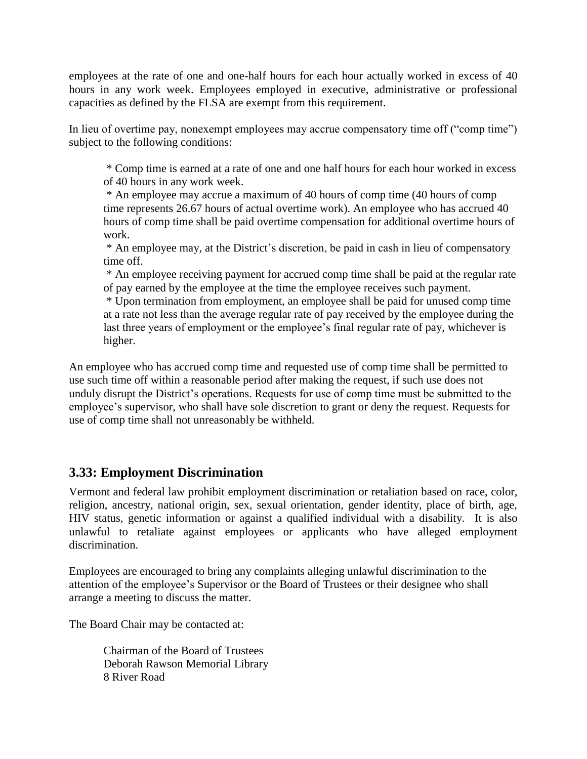employees at the rate of one and one-half hours for each hour actually worked in excess of 40 hours in any work week. Employees employed in executive, administrative or professional capacities as defined by the FLSA are exempt from this requirement.

In lieu of overtime pay, nonexempt employees may accrue compensatory time off ("comp time") subject to the following conditions:

* Comp time is earned at a rate of one and one half hours for each hour worked in excess of 40 hours in any work week.
* An employee may accrue a maximum of 40 hours of comp time (40 hours of comp time represents 26.67 hours of actual overtime work). An employee who has accrued 40 hours of comp time shall be paid overtime compensation for additional overtime hours of work.
* An employee may, at the District's discretion, be paid in cash in lieu of compensatory time off.
* An employee receiving payment for accrued comp time shall be paid at the regular rate of pay earned by the employee at the time the employee receives such payment.
* Upon termination from employment, an employee shall be paid for unused comp time at a rate not less than the average regular rate of pay received by the employee during the last three years of employment or the employee's final regular rate of pay, whichever is higher.

An employee who has accrued comp time and requested use of comp time shall be permitted to use such time off within a reasonable period after making the request, if such use does not unduly disrupt the District's operations. Requests for use of comp time must be submitted to the employee's supervisor, who shall have sole discretion to grant or deny the request. Requests for use of comp time shall not unreasonably be withheld.

## 3.33: Employment Discrimination

Vermont and federal law prohibit employment discrimination or retaliation based on race, color, religion, ancestry, national origin, sex, sexual orientation, gender identity, place of birth, age, HIV status, genetic information or against a qualified individual with a disability. It is also unlawful to retaliate against employees or applicants who have alleged employment discrimination.

Employees are encouraged to bring any complaints alleging unlawful discrimination to the attention of the employee's Supervisor or the Board of Trustees or their designee who shall arrange a meeting to discuss the matter.

The Board Chair may be contacted at:

Chairman of the Board of Trustees
Deborah Rawson Memorial Library
8 River Road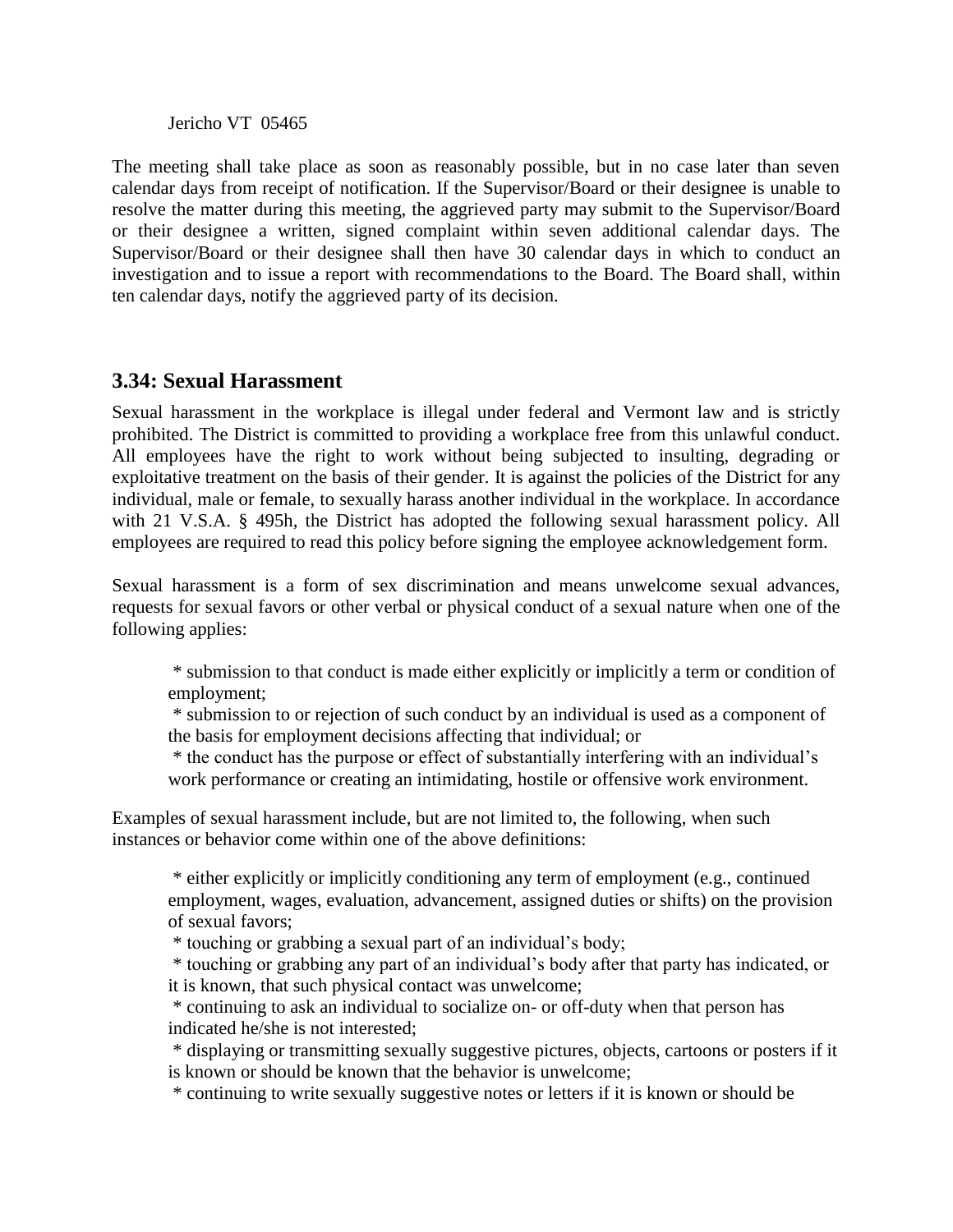Jericho VT 05465

The meeting shall take place as soon as reasonably possible, but in no case later than seven calendar days from receipt of notification. If the Supervisor/Board or their designee is unable to resolve the matter during this meeting, the aggrieved party may submit to the Supervisor/Board or their designee a written, signed complaint within seven additional calendar days. The Supervisor/Board or their designee shall then have 30 calendar days in which to conduct an investigation and to issue a report with recommendations to the Board. The Board shall, within ten calendar days, notify the aggrieved party of its decision.

## 3.34: Sexual Harassment

Sexual harassment in the workplace is illegal under federal and Vermont law and is strictly prohibited. The District is committed to providing a workplace free from this unlawful conduct. All employees have the right to work without being subjected to insulting, degrading or exploitative treatment on the basis of their gender. It is against the policies of the District for any individual, male or female, to sexually harass another individual in the workplace. In accordance with 21 V.S.A. § 495h, the District has adopted the following sexual harassment policy. All employees are required to read this policy before signing the employee acknowledgement form.

Sexual harassment is a form of sex discrimination and means unwelcome sexual advances, requests for sexual favors or other verbal or physical conduct of a sexual nature when one of the following applies:

* submission to that conduct is made either explicitly or implicitly a term or condition of employment;
* submission to or rejection of such conduct by an individual is used as a component of the basis for employment decisions affecting that individual; or
* the conduct has the purpose or effect of substantially interfering with an individual's work performance or creating an intimidating, hostile or offensive work environment.

Examples of sexual harassment include, but are not limited to, the following, when such instances or behavior come within one of the above definitions:

* either explicitly or implicitly conditioning any term of employment (e.g., continued employment, wages, evaluation, advancement, assigned duties or shifts) on the provision of sexual favors;
* touching or grabbing a sexual part of an individual's body;
* touching or grabbing any part of an individual's body after that party has indicated, or it is known, that such physical contact was unwelcome;
* continuing to ask an individual to socialize on- or off-duty when that person has indicated he/she is not interested;
* displaying or transmitting sexually suggestive pictures, objects, cartoons or posters if it is known or should be known that the behavior is unwelcome;
* continuing to write sexually suggestive notes or letters if it is known or should be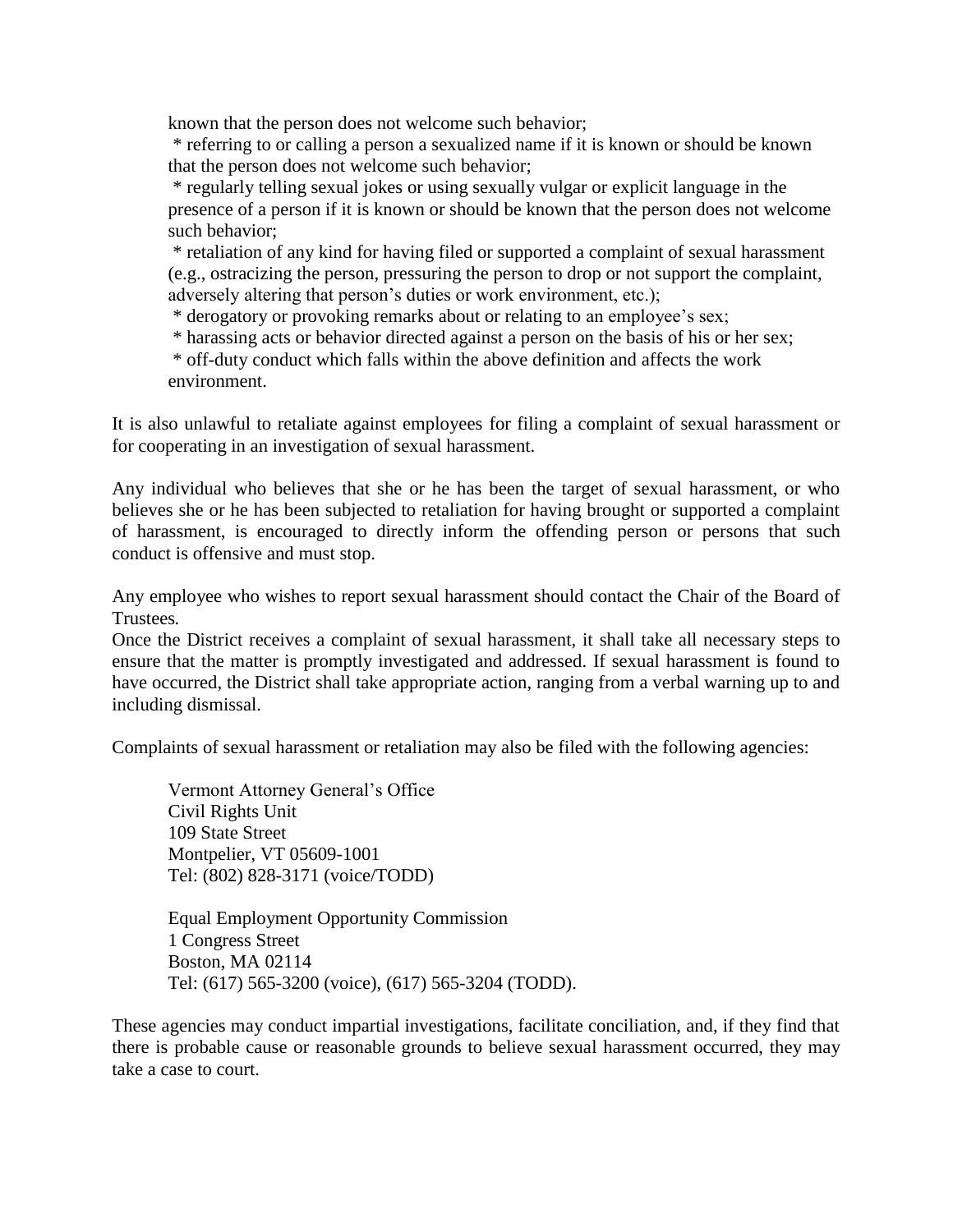known that the person does not welcome such behavior;

* referring to or calling a person a sexualized name if it is known or should be known that the person does not welcome such behavior;
* regularly telling sexual jokes or using sexually vulgar or explicit language in the presence of a person if it is known or should be known that the person does not welcome such behavior;
* retaliation of any kind for having filed or supported a complaint of sexual harassment (e.g., ostracizing the person, pressuring the person to drop or not support the complaint, adversely altering that person's duties or work environment, etc.);
* derogatory or provoking remarks about or relating to an employee's sex;
* harassing acts or behavior directed against a person on the basis of his or her sex;
* off-duty conduct which falls within the above definition and affects the work environment.

It is also unlawful to retaliate against employees for filing a complaint of sexual harassment or for cooperating in an investigation of sexual harassment.

Any individual who believes that she or he has been the target of sexual harassment, or who believes she or he has been subjected to retaliation for having brought or supported a complaint of harassment, is encouraged to directly inform the offending person or persons that such conduct is offensive and must stop.

Any employee who wishes to report sexual harassment should contact the Chair of the Board of Trustees.
Once the District receives a complaint of sexual harassment, it shall take all necessary steps to ensure that the matter is promptly investigated and addressed. If sexual harassment is found to have occurred, the District shall take appropriate action, ranging from a verbal warning up to and including dismissal.

Complaints of sexual harassment or retaliation may also be filed with the following agencies:

Vermont Attorney General's Office
Civil Rights Unit
109 State Street
Montpelier, VT 05609-1001
Tel: (802) 828-3171 (voice/TODD)

Equal Employment Opportunity Commission
1 Congress Street
Boston, MA 02114
Tel: (617) 565-3200 (voice), (617) 565-3204 (TODD).

These agencies may conduct impartial investigations, facilitate conciliation, and, if they find that there is probable cause or reasonable grounds to believe sexual harassment occurred, they may take a case to court.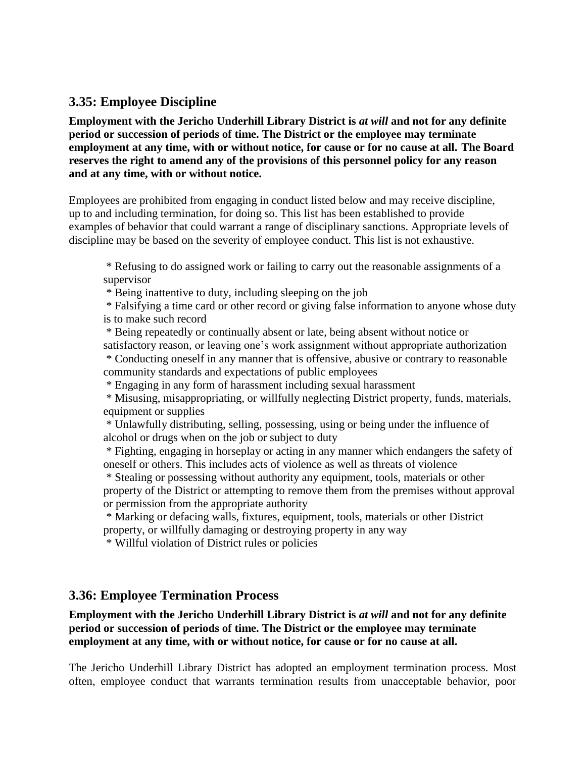## 3.35: Employee Discipline

**Employment with the Jericho Underhill Library District is *at will* and not for any definite period or succession of periods of time. The District or the employee may terminate employment at any time, with or without notice, for cause or for no cause at all. The Board reserves the right to amend any of the provisions of this personnel policy for any reason and at any time, with or without notice.**

Employees are prohibited from engaging in conduct listed below and may receive discipline, up to and including termination, for doing so. This list has been established to provide examples of behavior that could warrant a range of disciplinary sanctions. Appropriate levels of discipline may be based on the severity of employee conduct. This list is not exhaustive.

- Refusing to do assigned work or failing to carry out the reasonable assignments of a supervisor
- Being inattentive to duty, including sleeping on the job
- Falsifying a time card or other record or giving false information to anyone whose duty is to make such record
- Being repeatedly or continually absent or late, being absent without notice or satisfactory reason, or leaving one's work assignment without appropriate authorization
- Conducting oneself in any manner that is offensive, abusive or contrary to reasonable community standards and expectations of public employees
- Engaging in any form of harassment including sexual harassment
- Misusing, misappropriating, or willfully neglecting District property, funds, materials, equipment or supplies
- Unlawfully distributing, selling, possessing, using or being under the influence of alcohol or drugs when on the job or subject to duty
- Fighting, engaging in horseplay or acting in any manner which endangers the safety of oneself or others. This includes acts of violence as well as threats of violence
- Stealing or possessing without authority any equipment, tools, materials or other property of the District or attempting to remove them from the premises without approval or permission from the appropriate authority
- Marking or defacing walls, fixtures, equipment, tools, materials or other District property, or willfully damaging or destroying property in any way
- Willful violation of District rules or policies

## 3.36: Employee Termination Process

**Employment with the Jericho Underhill Library District is *at will* and not for any definite period or succession of periods of time. The District or the employee may terminate employment at any time, with or without notice, for cause or for no cause at all.**

The Jericho Underhill Library District has adopted an employment termination process. Most often, employee conduct that warrants termination results from unacceptable behavior, poor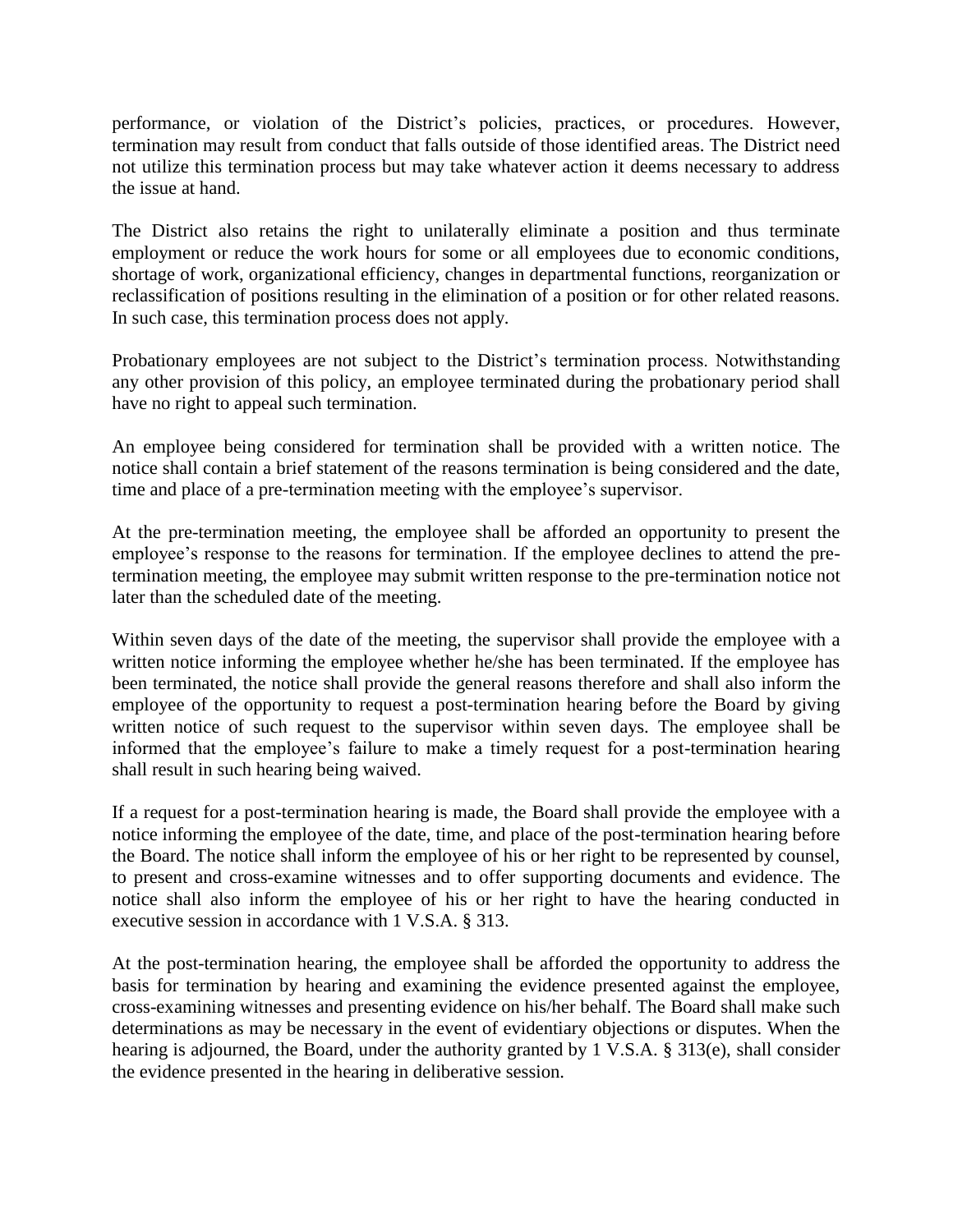performance, or violation of the District's policies, practices, or procedures. However, termination may result from conduct that falls outside of those identified areas. The District need not utilize this termination process but may take whatever action it deems necessary to address the issue at hand.

The District also retains the right to unilaterally eliminate a position and thus terminate employment or reduce the work hours for some or all employees due to economic conditions, shortage of work, organizational efficiency, changes in departmental functions, reorganization or reclassification of positions resulting in the elimination of a position or for other related reasons. In such case, this termination process does not apply.

Probationary employees are not subject to the District's termination process. Notwithstanding any other provision of this policy, an employee terminated during the probationary period shall have no right to appeal such termination.

An employee being considered for termination shall be provided with a written notice. The notice shall contain a brief statement of the reasons termination is being considered and the date, time and place of a pre-termination meeting with the employee's supervisor.

At the pre-termination meeting, the employee shall be afforded an opportunity to present the employee's response to the reasons for termination. If the employee declines to attend the pre-termination meeting, the employee may submit written response to the pre-termination notice not later than the scheduled date of the meeting.

Within seven days of the date of the meeting, the supervisor shall provide the employee with a written notice informing the employee whether he/she has been terminated. If the employee has been terminated, the notice shall provide the general reasons therefore and shall also inform the employee of the opportunity to request a post-termination hearing before the Board by giving written notice of such request to the supervisor within seven days. The employee shall be informed that the employee's failure to make a timely request for a post-termination hearing shall result in such hearing being waived.

If a request for a post-termination hearing is made, the Board shall provide the employee with a notice informing the employee of the date, time, and place of the post-termination hearing before the Board. The notice shall inform the employee of his or her right to be represented by counsel, to present and cross-examine witnesses and to offer supporting documents and evidence. The notice shall also inform the employee of his or her right to have the hearing conducted in executive session in accordance with 1 V.S.A. § 313.

At the post-termination hearing, the employee shall be afforded the opportunity to address the basis for termination by hearing and examining the evidence presented against the employee, cross-examining witnesses and presenting evidence on his/her behalf. The Board shall make such determinations as may be necessary in the event of evidentiary objections or disputes. When the hearing is adjourned, the Board, under the authority granted by 1 V.S.A. § 313(e), shall consider the evidence presented in the hearing in deliberative session.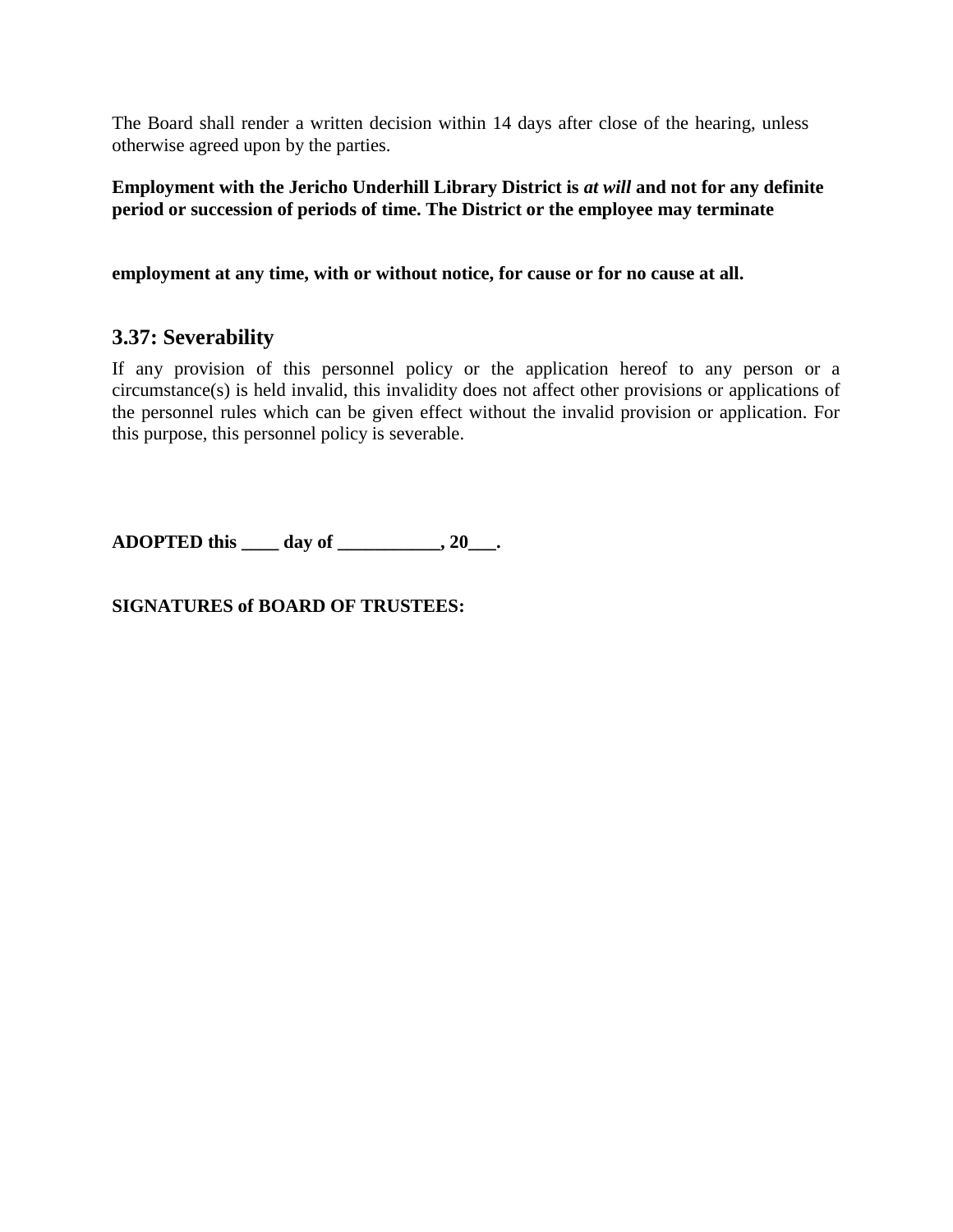The Board shall render a written decision within 14 days after close of the hearing, unless otherwise agreed upon by the parties.

**Employment with the Jericho Underhill Library District is *at will* and not for any definite period or succession of periods of time. The District or the employee may terminate employment at any time, with or without notice, for cause or for no cause at all.**

## 3.37: Severability

If any provision of this personnel policy or the application hereof to any person or a circumstance(s) is held invalid, this invalidity does not affect other provisions or applications of the personnel rules which can be given effect without the invalid provision or application. For this purpose, this personnel policy is severable.

**ADOPTED this ____ day of ___________, 20___.**

**SIGNATURES of BOARD OF TRUSTEES:**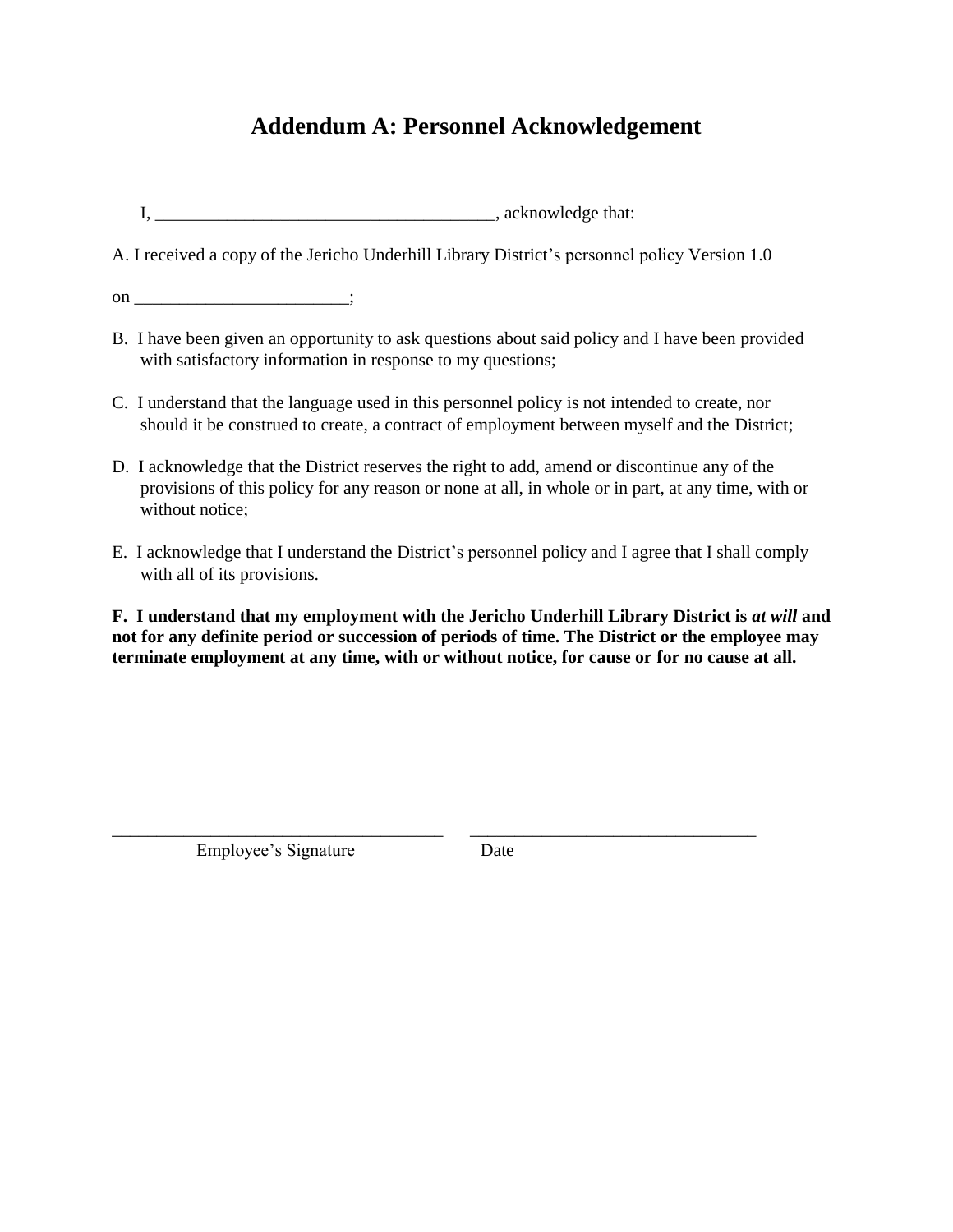# Addendum A: Personnel Acknowledgement

I, ______________________________________, acknowledge that:

A. I received a copy of the Jericho Underhill Library District's personnel policy Version 1.0

on ________________________;

B. I have been given an opportunity to ask questions about said policy and I have been provided with satisfactory information in response to my questions;

C. I understand that the language used in this personnel policy is not intended to create, nor should it be construed to create, a contract of employment between myself and the District;

D. I acknowledge that the District reserves the right to add, amend or discontinue any of the provisions of this policy for any reason or none at all, in whole or in part, at any time, with or without notice;

E. I acknowledge that I understand the District's personnel policy and I agree that I shall comply with all of its provisions.

**F. I understand that my employment with the Jericho Underhill Library District is *at will* and not for any definite period or succession of periods of time. The District or the employee may terminate employment at any time, with or without notice, for cause or for no cause at all.**

_____________________________________ _______________________________

Employee's Signature Date